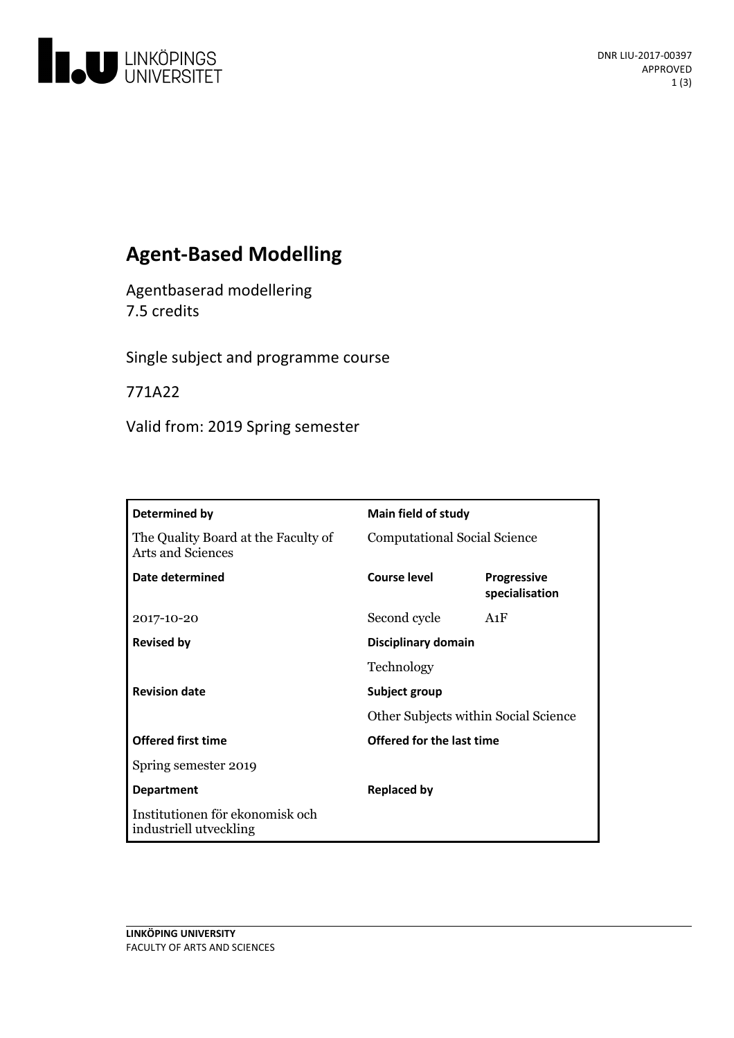DNR LIU-2017-00397
APPROVED

# Agent-Based Modelling

Agentbaserad modellering
7.5 credits

Single subject and programme course

771A22

Valid from: 2019 Spring semester

| **Determined by** | **Main field of study** | |
|---|---|---|
| The Quality Board at the Faculty of Arts and Sciences | Computational Social Science | |
| **Date determined** | **Course level** | **Progressive specialisation** |
| 2017-10-20 | Second cycle | A1F |
| **Revised by** | **Disciplinary domain** | |
| | Technology | |
| **Revision date** | **Subject group** | |
| | Other Subjects within Social Science | |
| **Offered first time** | **Offered for the last time** | |
| Spring semester 2019 | | |
| **Department** | **Replaced by** | |
| Institutionen för ekonomisk och industriell utveckling | | |

LINKÖPING UNIVERSITY
FACULTY OF ARTS AND SCIENCES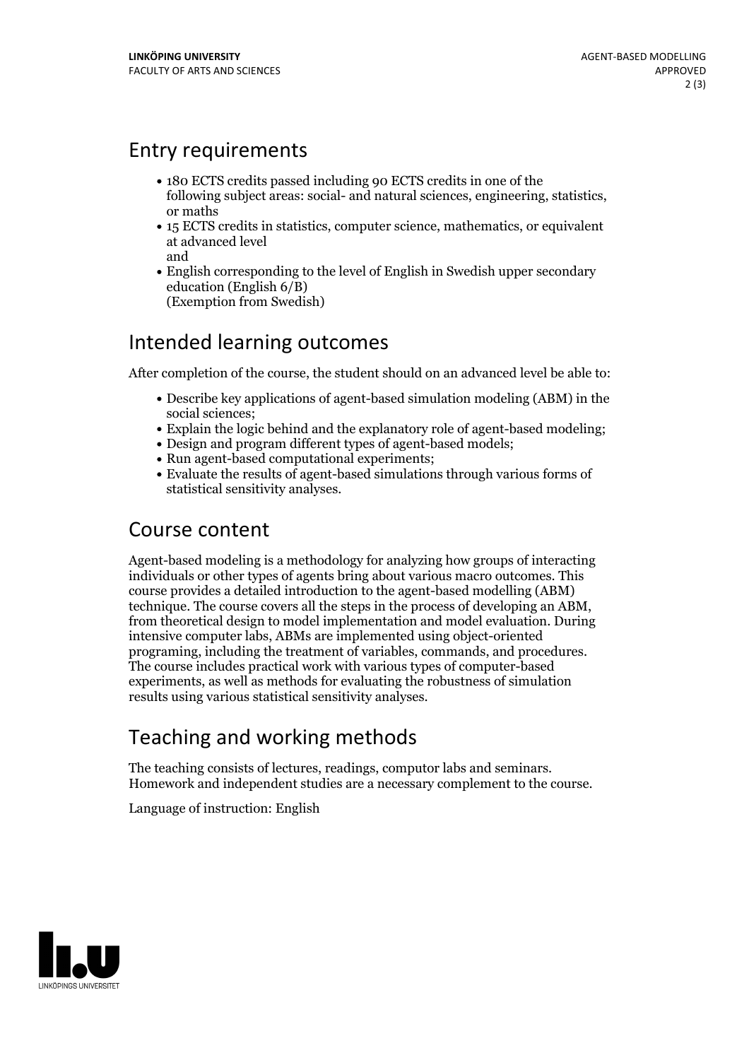## Entry requirements

- 180 ECTS credits passed including 90 ECTS credits in one of the following subject areas: social- and natural sciences, engineering, statistics, or maths
- 15 ECTS credits in statistics, computer science, mathematics, or equivalent at advanced level
  and
- English corresponding to the level of English in Swedish upper secondary education (English 6/B)
  (Exemption from Swedish)

## Intended learning outcomes

After completion of the course, the student should on an advanced level be able to:

- Describe key applications of agent-based simulation modeling (ABM) in the social sciences;
- Explain the logic behind and the explanatory role of agent-based modeling;
- Design and program different types of agent-based models;
- Run agent-based computational experiments;
- Evaluate the results of agent-based simulations through various forms of statistical sensitivity analyses.

## Course content

Agent-based modeling is a methodology for analyzing how groups of interacting individuals or other types of agents bring about various macro outcomes. This course provides a detailed introduction to the agent-based modelling (ABM) technique. The course covers all the steps in the process of developing an ABM, from theoretical design to model implementation and model evaluation. During intensive computer labs, ABMs are implemented using object-oriented programing, including the treatment of variables, commands, and procedures. The course includes practical work with various types of computer-based experiments, as well as methods for evaluating the robustness of simulation results using various statistical sensitivity analyses.

## Teaching and working methods

The teaching consists of lectures, readings, computor labs and seminars. Homework and independent studies are a necessary complement to the course.

Language of instruction: English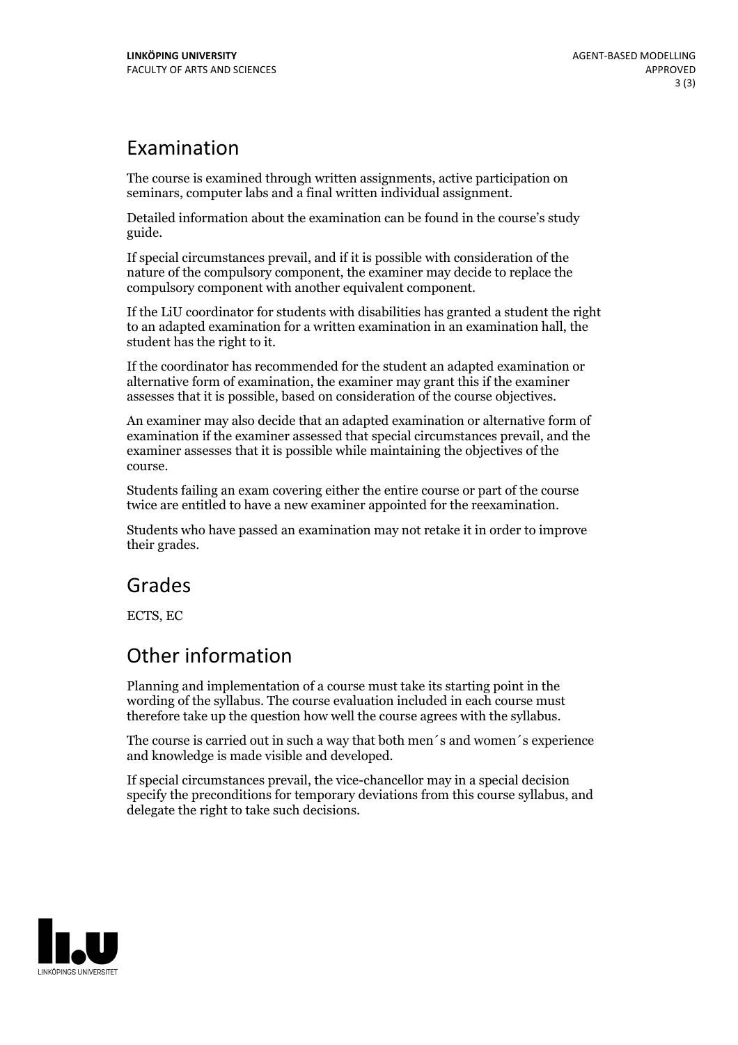## Examination

The course is examined through written assignments, active participation on seminars, computer labs and a final written individual assignment.

Detailed information about the examination can be found in the course's study guide.

If special circumstances prevail, and if it is possible with consideration of the nature of the compulsory component, the examiner may decide to replace the compulsory component with another equivalent component.

If the LiU coordinator for students with disabilities has granted a student the right to an adapted examination for a written examination in an examination hall, the student has the right to it.

If the coordinator has recommended for the student an adapted examination or alternative form of examination, the examiner may grant this if the examiner assesses that it is possible, based on consideration of the course objectives.

An examiner may also decide that an adapted examination or alternative form of examination if the examiner assessed that special circumstances prevail, and the examiner assesses that it is possible while maintaining the objectives of the course.

Students failing an exam covering either the entire course or part of the course twice are entitled to have a new examiner appointed for the reexamination.

Students who have passed an examination may not retake it in order to improve their grades.

## Grades

ECTS, EC

## Other information

Planning and implementation of a course must take its starting point in the wording of the syllabus. The course evaluation included in each course must therefore take up the question how well the course agrees with the syllabus.

The course is carried out in such a way that both men´s and women´s experience and knowledge is made visible and developed.

If special circumstances prevail, the vice-chancellor may in a special decision specify the preconditions for temporary deviations from this course syllabus, and delegate the right to take such decisions.